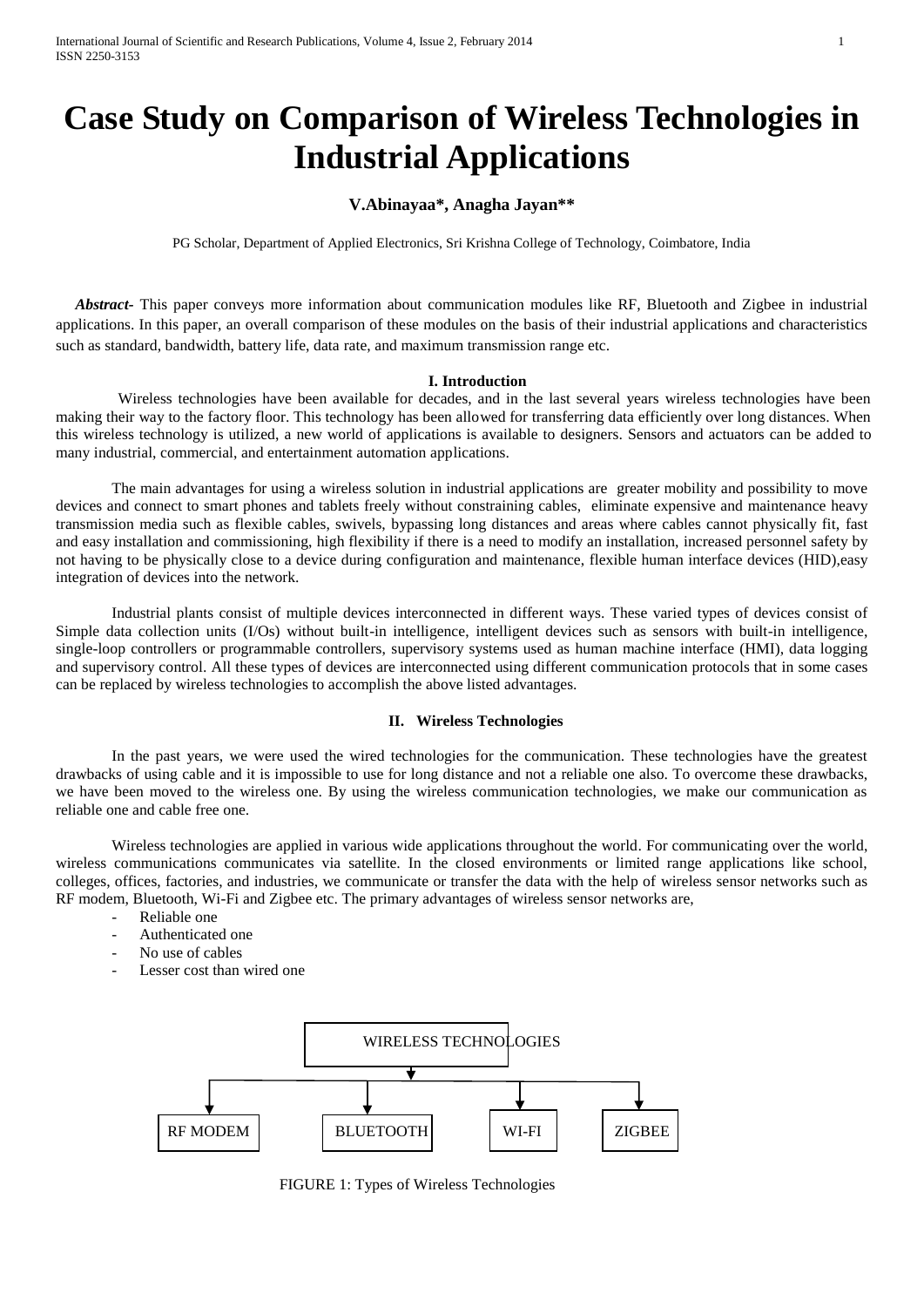# Case Study on Comparison of Wireless Technologies in Industrial Applications

**V.Abinayaa\*, Anagha Jayan\*\***

PG Scholar, Department of Applied Electronics, Sri Krishna College of Technology, Coimbatore, India

***Abstract*****-** This paper conveys more information about communication modules like RF, Bluetooth and Zigbee in industrial applications. In this paper, an overall comparison of these modules on the basis of their industrial applications and characteristics such as standard, bandwidth, battery life, data rate, and maximum transmission range etc.

## I. Introduction

Wireless technologies have been available for decades, and in the last several years wireless technologies have been making their way to the factory floor. This technology has been allowed for transferring data efficiently over long distances. When this wireless technology is utilized, a new world of applications is available to designers. Sensors and actuators can be added to many industrial, commercial, and entertainment automation applications.

The main advantages for using a wireless solution in industrial applications are greater mobility and possibility to move devices and connect to smart phones and tablets freely without constraining cables, eliminate expensive and maintenance heavy transmission media such as flexible cables, swivels, bypassing long distances and areas where cables cannot physically fit, fast and easy installation and commissioning, high flexibility if there is a need to modify an installation, increased personnel safety by not having to be physically close to a device during configuration and maintenance, flexible human interface devices (HID),easy integration of devices into the network.

Industrial plants consist of multiple devices interconnected in different ways. These varied types of devices consist of Simple data collection units (I/Os) without built-in intelligence, intelligent devices such as sensors with built-in intelligence, single-loop controllers or programmable controllers, supervisory systems used as human machine interface (HMI), data logging and supervisory control. All these types of devices are interconnected using different communication protocols that in some cases can be replaced by wireless technologies to accomplish the above listed advantages.

## II. Wireless Technologies

In the past years, we were used the wired technologies for the communication. These technologies have the greatest drawbacks of using cable and it is impossible to use for long distance and not a reliable one also. To overcome these drawbacks, we have been moved to the wireless one. By using the wireless communication technologies, we make our communication as reliable one and cable free one.

Wireless technologies are applied in various wide applications throughout the world. For communicating over the world, wireless communications communicates via satellite. In the closed environments or limited range applications like school, colleges, offices, factories, and industries, we communicate or transfer the data with the help of wireless sensor networks such as RF modem, Bluetooth, Wi-Fi and Zigbee etc. The primary advantages of wireless sensor networks are,

- Reliable one
- Authenticated one
- No use of cables
- Lesser cost than wired one

WIRELESS TECHNOLOGIES

RF MODEM | BLUETOOTH | WI-FI | ZIGBEE

FIGURE 1: Types of Wireless Technologies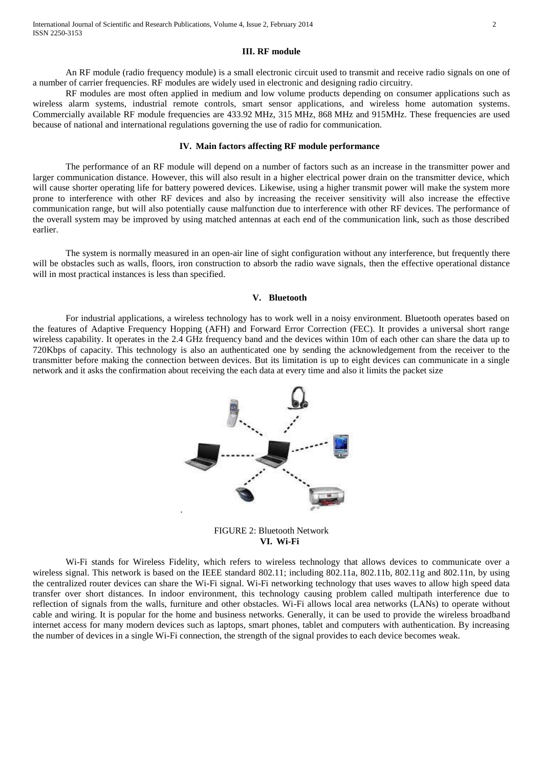## III. RF module

An RF module (radio frequency module) is a small electronic circuit used to transmit and receive radio signals on one of a number of carrier frequencies. RF modules are widely used in electronic and designing radio circuitry.

RF modules are most often applied in medium and low volume products depending on consumer applications such as wireless alarm systems, industrial remote controls, smart sensor applications, and wireless home automation systems. Commercially available RF module frequencies are 433.92 MHz, 315 MHz, 868 MHz and 915MHz. These frequencies are used because of national and international regulations governing the use of radio for communication.

## IV. Main factors affecting RF module performance

The performance of an RF module will depend on a number of factors such as an increase in the transmitter power and larger communication distance. However, this will also result in a higher electrical power drain on the transmitter device, which will cause shorter operating life for battery powered devices. Likewise, using a higher transmit power will make the system more prone to interference with other RF devices and also by increasing the receiver sensitivity will also increase the effective communication range, but will also potentially cause malfunction due to interference with other RF devices. The performance of the overall system may be improved by using matched antennas at each end of the communication link, such as those described earlier.

The system is normally measured in an open-air line of sight configuration without any interference, but frequently there will be obstacles such as walls, floors, iron construction to absorb the radio wave signals, then the effective operational distance will in most practical instances is less than specified.

## V. Bluetooth

For industrial applications, a wireless technology has to work well in a noisy environment. Bluetooth operates based on the features of Adaptive Frequency Hopping (AFH) and Forward Error Correction (FEC). It provides a universal short range wireless capability. It operates in the 2.4 GHz frequency band and the devices within 10m of each other can share the data up to 720Kbps of capacity. This technology is also an authenticated one by sending the acknowledgement from the receiver to the transmitter before making the connection between devices. But its limitation is up to eight devices can communicate in a single network and it asks the confirmation about receiving the each data at every time and also it limits the packet size

FIGURE 2: Bluetooth Network

## VI. Wi-Fi

Wi-Fi stands for Wireless Fidelity, which refers to wireless technology that allows devices to communicate over a wireless signal. This network is based on the IEEE standard 802.11; including 802.11a, 802.11b, 802.11g and 802.11n, by using the centralized router devices can share the Wi-Fi signal. Wi-Fi networking technology that uses waves to allow high speed data transfer over short distances. In indoor environment, this technology causing problem called multipath interference due to reflection of signals from the walls, furniture and other obstacles. Wi-Fi allows local area networks (LANs) to operate without cable and wiring. It is popular for the home and business networks. Generally, it can be used to provide the wireless broadband internet access for many modern devices such as laptops, smart phones, tablet and computers with authentication. By increasing the number of devices in a single Wi-Fi connection, the strength of the signal provides to each device becomes weak.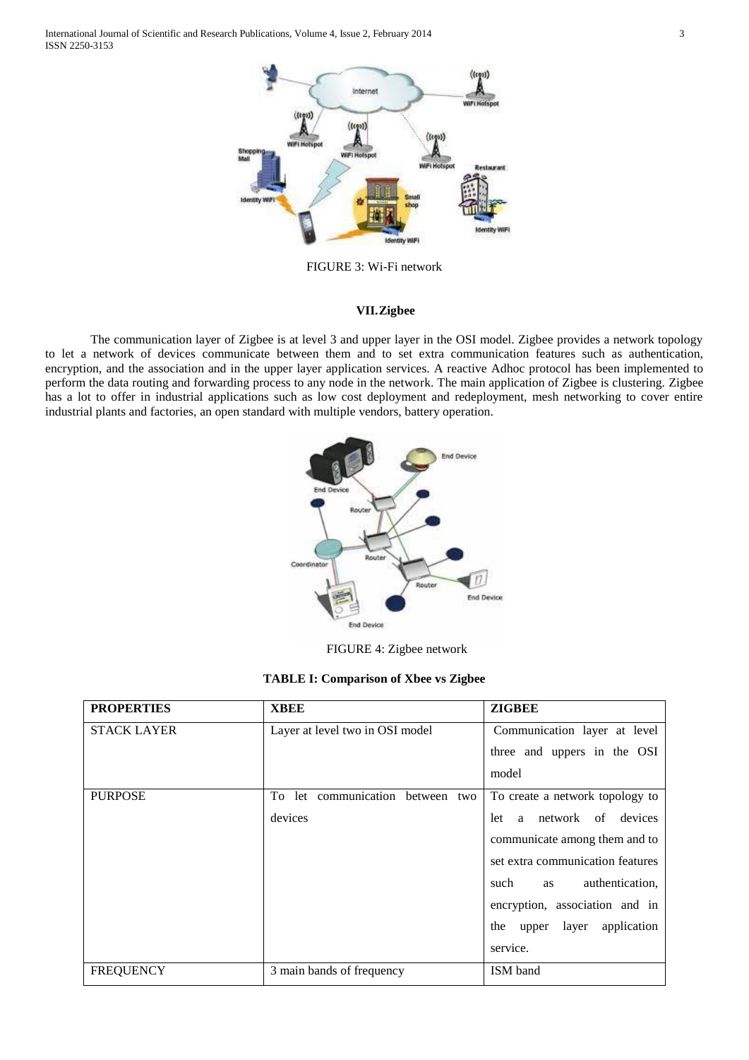FIGURE 3: Wi-Fi network

## VII. Zigbee

The communication layer of Zigbee is at level 3 and upper layer in the OSI model. Zigbee provides a network topology to let a network of devices communicate between them and to set extra communication features such as authentication, encryption, and the association and in the upper layer application services. A reactive Adhoc protocol has been implemented to perform the data routing and forwarding process to any node in the network. The main application of Zigbee is clustering. Zigbee has a lot to offer in industrial applications such as low cost deployment and redeployment, mesh networking to cover entire industrial plants and factories, an open standard with multiple vendors, battery operation.

FIGURE 4: Zigbee network

**TABLE I: Comparison of Xbee vs Zigbee**

| PROPERTIES | XBEE | ZIGBEE |
|---|---|---|
| STACK LAYER | Layer at level two in OSI model | Communication layer at level three and uppers in the OSI model |
| PURPOSE | To let communication between two devices | To create a network topology to let a network of devices communicate among them and to set extra communication features such as authentication, encryption, association and in the upper layer application service. |
| FREQUENCY | 3 main bands of frequency | ISM band |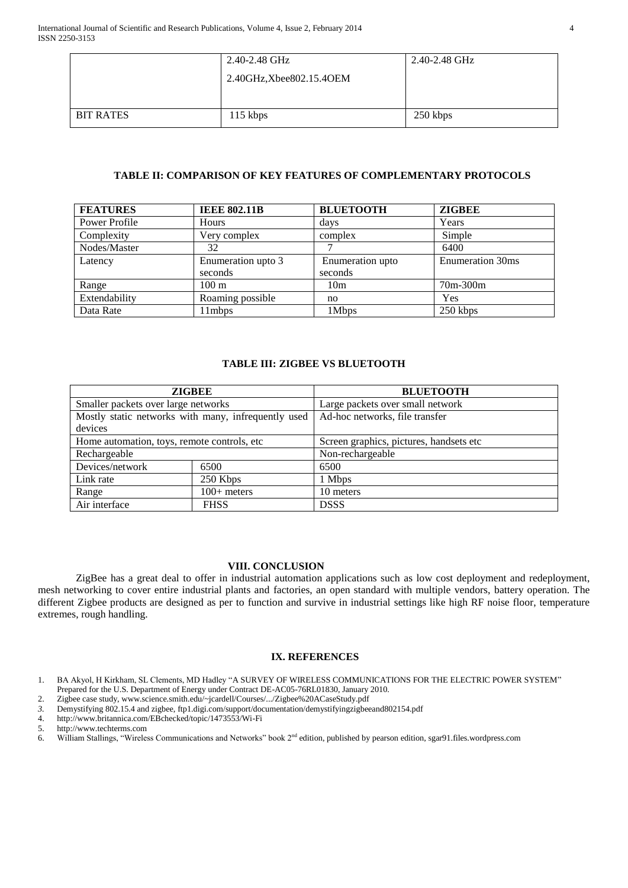| | | |
|---|---|---|
| | 2.40-2.48 GHz<br>2.40GHz,Xbee802.15.4OEM | 2.40-2.48 GHz |
| BIT RATES | 115 kbps | 250 kbps |

**TABLE II: COMPARISON OF KEY FEATURES OF COMPLEMENTARY PROTOCOLS**

| FEATURES | IEEE 802.11B | BLUETOOTH | ZIGBEE |
|---|---|---|---|
| Power Profile | Hours | days | Years |
| Complexity | Very complex | complex | Simple |
| Nodes/Master | 32 | 7 | 6400 |
| Latency | Enumeration upto 3 seconds | Enumeration upto seconds | Enumeration 30ms |
| Range | 100 m | 10m | 70m-300m |
| Extendability | Roaming possible | no | Yes |
| Data Rate | 11mbps | 1Mbps | 250 kbps |

**TABLE III: ZIGBEE VS BLUETOOTH**

| ZIGBEE | | BLUETOOTH |
|---|---|---|
| Smaller packets over large networks | | Large packets over small network |
| Mostly static networks with many, infrequently used devices | | Ad-hoc networks, file transfer |
| Home automation, toys, remote controls, etc | | Screen graphics, pictures, handsets etc |
| Rechargeable | | Non-rechargeable |
| Devices/network | 6500 | 6500 |
| Link rate | 250 Kbps | 1 Mbps |
| Range | 100+ meters | 10 meters |
| Air interface | FHSS | DSSS |

## VIII. CONCLUSION

ZigBee has a great deal to offer in industrial automation applications such as low cost deployment and redeployment, mesh networking to cover entire industrial plants and factories, an open standard with multiple vendors, battery operation. The different Zigbee products are designed as per to function and survive in industrial settings like high RF noise floor, temperature extremes, rough handling.

## IX. REFERENCES

1. BA Akyol, H Kirkham, SL Clements, MD Hadley "A SURVEY OF WIRELESS COMMUNICATIONS FOR THE ELECTRIC POWER SYSTEM" Prepared for the U.S. Department of Energy under Contract DE-AC05-76RL01830, January 2010.
2. Zigbee case study, www.science.smith.edu/~jcardell/Courses/.../Zigbee%20ACaseStudy.pdf
3. Demystifying 802.15.4 and zigbee, ftp1.digi.com/support/documentation/demystifyingzigbeeand802154.pdf
4. http://www.britannica.com/EBchecked/topic/1473553/Wi-Fi
5. http://www.techterms.com
6. William Stallings, "Wireless Communications and Networks" book 2nd edition, published by pearson edition, sgar91.files.wordpress.com